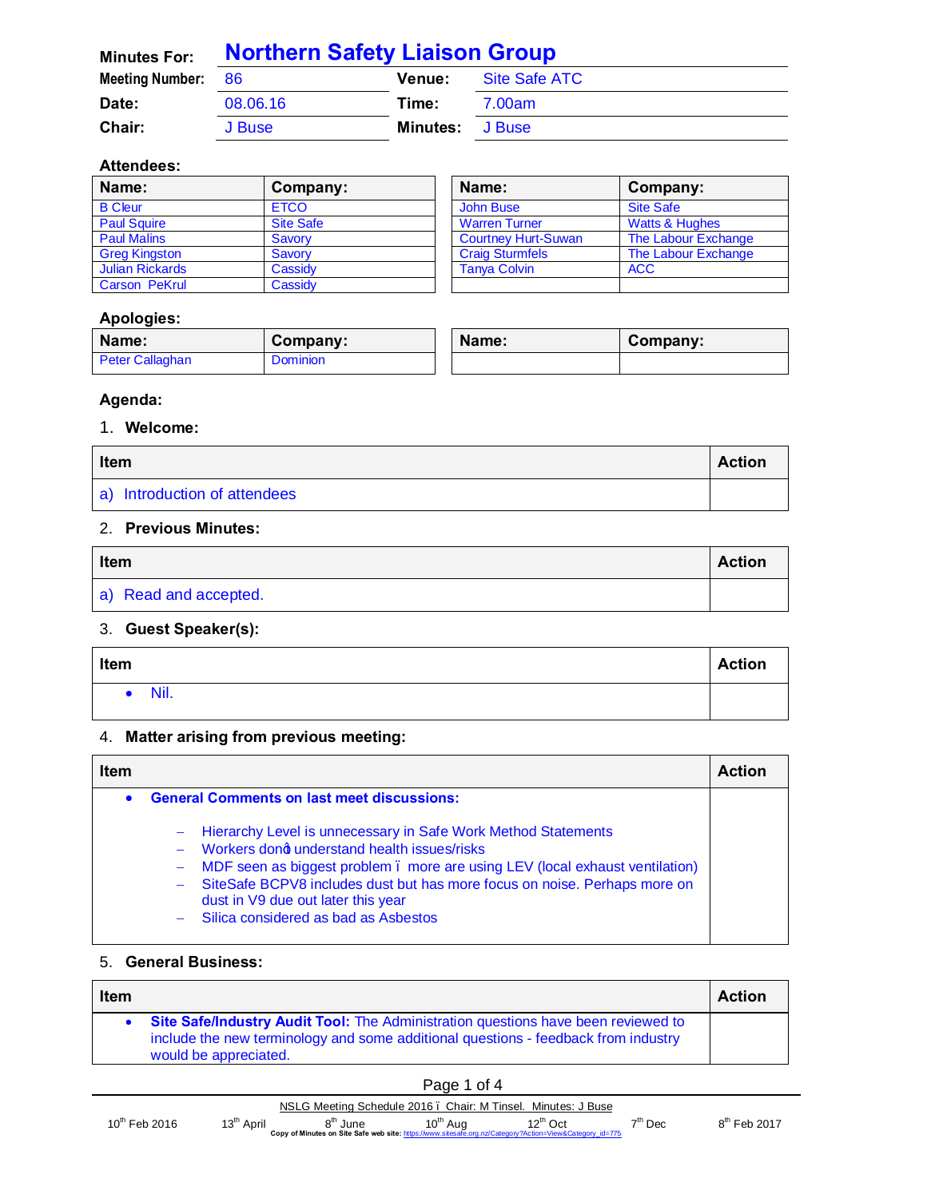**Minutes For:** Northern Safety Liaison Group

| | | | |
|---|---|---|---|
| **Meeting Number:** | 86 | **Venue:** | Site Safe ATC |
| **Date:** | 08.06.16 | **Time:** | 7.00am |
| **Chair:** | J Buse | **Minutes:** | J Buse |

### Attendees:

| Name: | Company: | Name: | Company: |
|---|---|---|---|
| B Cleur | ETCO | John Buse | Site Safe |
| Paul Squire | Site Safe | Warren Turner | Watts & Hughes |
| Paul Malins | Savory | Courtney Hurt-Suwan | The Labour Exchange |
| Greg Kingston | Savory | Craig Sturmfels | The Labour Exchange |
| Julian Rickards | Cassidy | Tanya Colvin | ACC |
| Carson PeKrul | Cassidy | | |

### Apologies:

| Name: | Company: | Name: | Company: |
|---|---|---|---|
| Peter Callaghan | Dominion | | |

### Agenda:

1. **Welcome:**

| Item | Action |
|---|---|
| a) Introduction of attendees | |

2. **Previous Minutes:**

| Item | Action |
|---|---|
| a) Read and accepted. | |

3. **Guest Speaker(s):**

| Item | Action |
|---|---|
| • Nil. | |

4. **Matter arising from previous meeting:**

| Item | Action |
|---|---|
| • **General Comments on last meet discussions:**<br>– Hierarchy Level is unnecessary in Safe Work Method Statements<br>– Workers don't understand health issues/risks<br>– MDF seen as biggest problem – more are using LEV (local exhaust ventilation)<br>– SiteSafe BCPV8 includes dust but has more focus on noise. Perhaps more on dust in V9 due out later this year<br>– Silica considered as bad as Asbestos | |

5. **General Business:**

| Item | Action |
|---|---|
| • **Site Safe/Industry Audit Tool:** The Administration questions have been reviewed to include the new terminology and some additional questions - feedback from industry would be appreciated. | |

NSLG Meeting Schedule 2016 – Chair: M Tinsel. Minutes: J Buse

10th Feb 2016 | 13th April | 8th June | 10th Aug | 12th Oct | 7th Dec | 8th Feb 2017

Copy of Minutes on Site Safe web site: https://www.sitesafe.org.nz/Category?Action=View&Category_id=775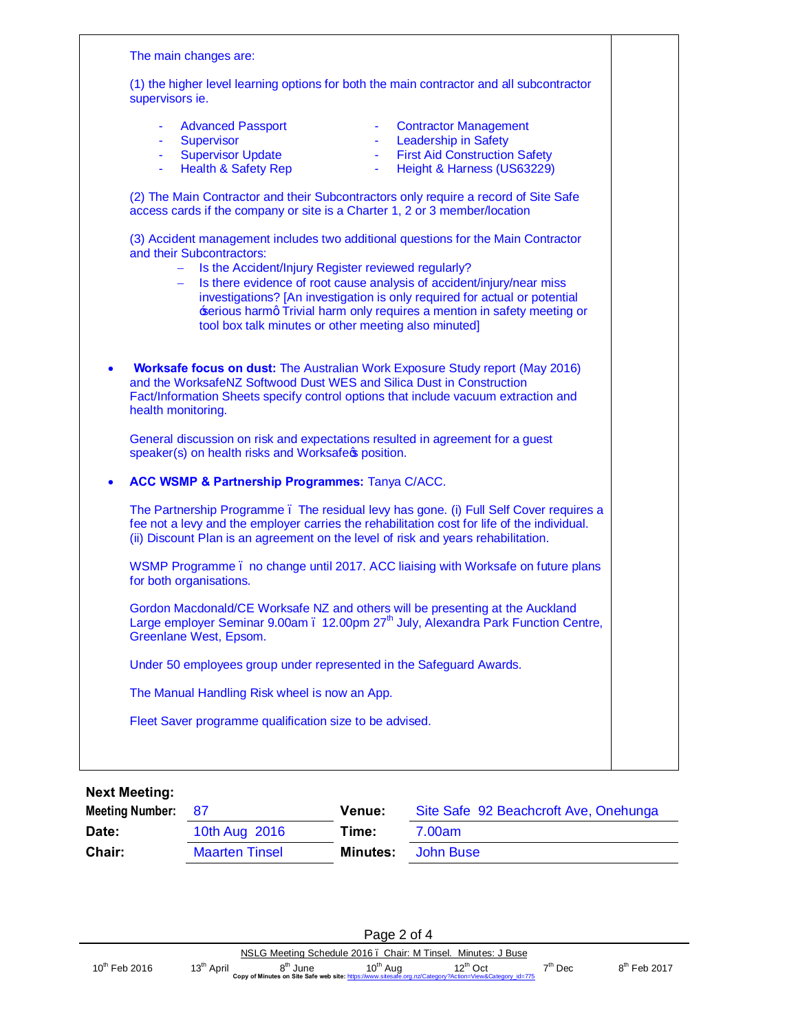The main changes are:

(1) the higher level learning options for both the main contractor and all subcontractor supervisors ie.

- Advanced Passport
- Supervisor
- Supervisor Update
- Health & Safety Rep
- Contractor Management
- Leadership in Safety
- First Aid Construction Safety
- Height & Harness (US63229)

(2) The Main Contractor and their Subcontractors only require a record of Site Safe access cards if the company or site is a Charter 1, 2 or 3 member/location

(3) Accident management includes two additional questions for the Main Contractor and their Subcontractors:

- Is the Accident/Injury Register reviewed regularly?
- Is there evidence of root cause analysis of accident/injury/near miss investigations? [An investigation is only required for actual or potential 'serious harm' Trivial harm only requires a mention in safety meeting or tool box talk minutes or other meeting also minuted]

- **Worksafe focus on dust:** The Australian Work Exposure Study report (May 2016) and the WorksafeNZ Softwood Dust WES and Silica Dust in Construction Fact/Information Sheets specify control options that include vacuum extraction and health monitoring.

  General discussion on risk and expectations resulted in agreement for a guest speaker(s) on health risks and Worksafe's position.

- **ACC WSMP & Partnership Programmes:** Tanya C/ACC.

  The Partnership Programme – The residual levy has gone. (i) Full Self Cover requires a fee not a levy and the employer carries the rehabilitation cost for life of the individual. (ii) Discount Plan is an agreement on the level of risk and years rehabilitation.

  WSMP Programme – no change until 2017. ACC liaising with Worksafe on future plans for both organisations.

  Gordon Macdonald/CE Worksafe NZ and others will be presenting at the Auckland Large employer Seminar 9.00am – 12.00pm 27th July, Alexandra Park Function Centre, Greenlane West, Epsom.

  Under 50 employees group under represented in the Safeguard Awards.

  The Manual Handling Risk wheel is now an App.

  Fleet Saver programme qualification size to be advised.

**Next Meeting:**

| | | | |
|---|---|---|---|
| **Meeting Number:** | 87 | **Venue:** | Site Safe 92 Beachcroft Ave, Onehunga |
| **Date:** | 10th Aug 2016 | **Time:** | 7.00am |
| **Chair:** | Maarten Tinsel | **Minutes:** | John Buse |

NSLG Meeting Schedule 2016 – Chair: M Tinsel. Minutes: J Buse

10th Feb 2016 | 13th April | 8th June | 10th Aug | 12th Oct | 7th Dec | 8th Feb 2017

Copy of Minutes on Site Safe web site: https://www.sitesafe.org.nz/Category?Action=View&Category_id=775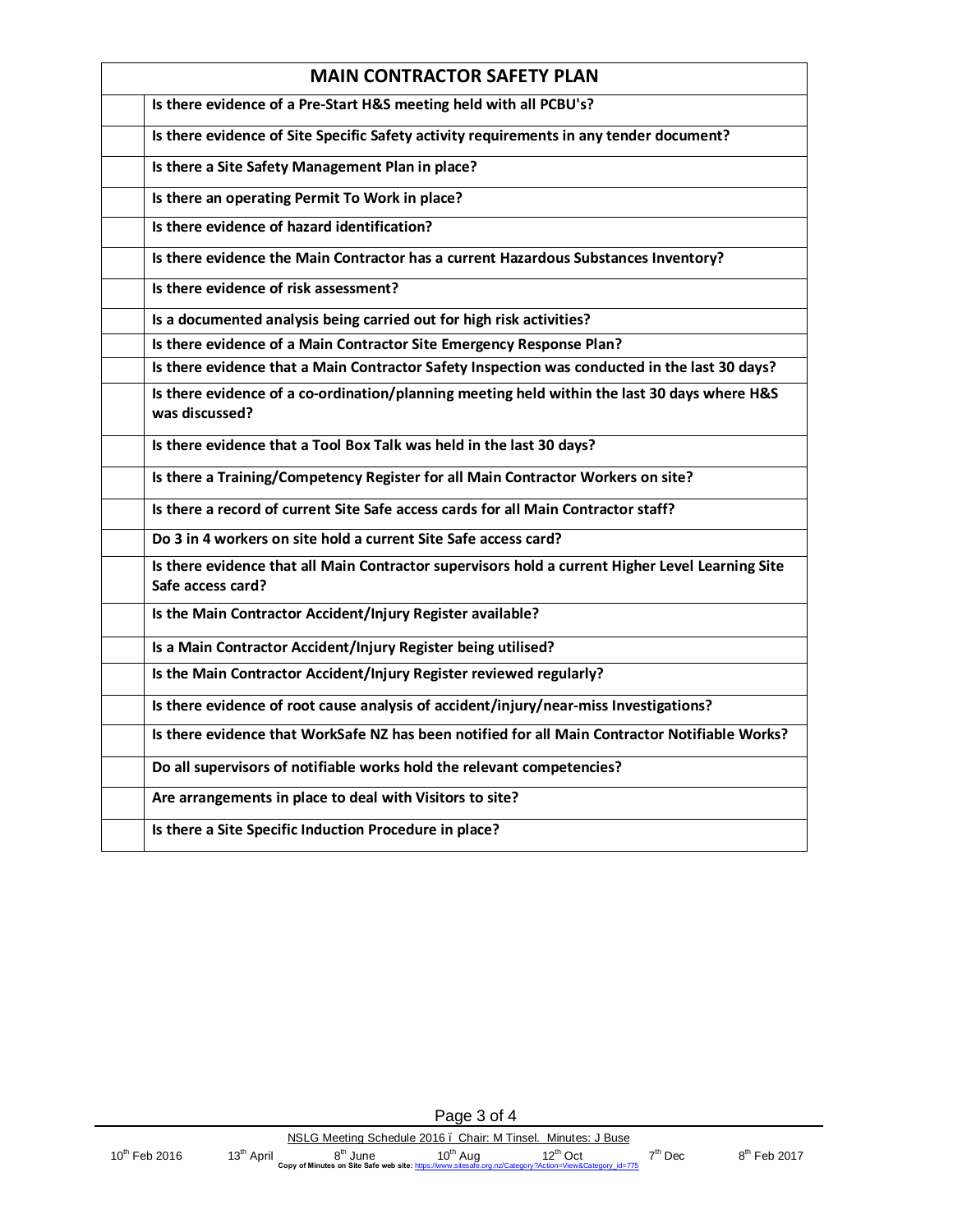| | MAIN CONTRACTOR SAFETY PLAN |
|---|---|
| | **Is there evidence of a Pre-Start H&S meeting held with all PCBU's?** |
| | **Is there evidence of Site Specific Safety activity requirements in any tender document?** |
| | **Is there a Site Safety Management Plan in place?** |
| | **Is there an operating Permit To Work in place?** |
| | **Is there evidence of hazard identification?** |
| | **Is there evidence the Main Contractor has a current Hazardous Substances Inventory?** |
| | **Is there evidence of risk assessment?** |
| | **Is a documented analysis being carried out for high risk activities?** |
| | **Is there evidence of a Main Contractor Site Emergency Response Plan?** |
| | **Is there evidence that a Main Contractor Safety Inspection was conducted in the last 30 days?** |
| | **Is there evidence of a co-ordination/planning meeting held within the last 30 days where H&S was discussed?** |
| | **Is there evidence that a Tool Box Talk was held in the last 30 days?** |
| | **Is there a Training/Competency Register for all Main Contractor Workers on site?** |
| | **Is there a record of current Site Safe access cards for all Main Contractor staff?** |
| | **Do 3 in 4 workers on site hold a current Site Safe access card?** |
| | **Is there evidence that all Main Contractor supervisors hold a current Higher Level Learning Site Safe access card?** |
| | **Is the Main Contractor Accident/Injury Register available?** |
| | **Is a Main Contractor Accident/Injury Register being utilised?** |
| | **Is the Main Contractor Accident/Injury Register reviewed regularly?** |
| | **Is there evidence of root cause analysis of accident/injury/near-miss Investigations?** |
| | **Is there evidence that WorkSafe NZ has been notified for all Main Contractor Notifiable Works?** |
| | **Do all supervisors of notifiable works hold the relevant competencies?** |
| | **Are arrangements in place to deal with Visitors to site?** |
| | **Is there a Site Specific Induction Procedure in place?** |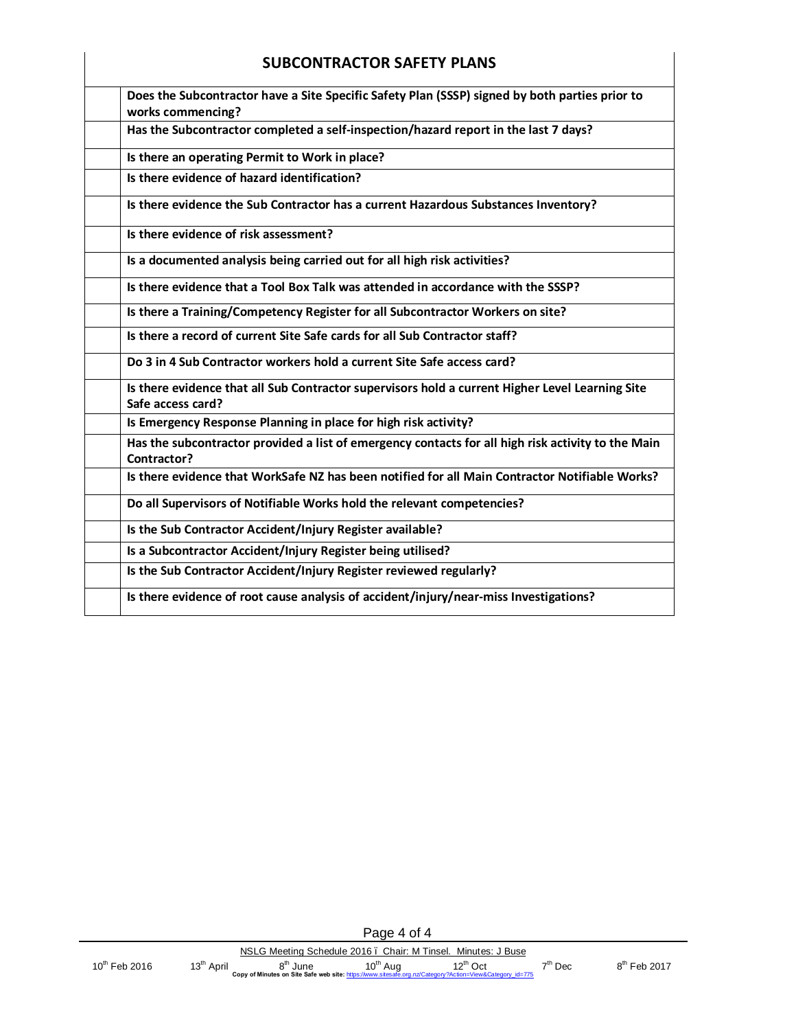| SUBCONTRACTOR SAFETY PLANS | |
|---|---|
| | **Does the Subcontractor have a Site Specific Safety Plan (SSSP) signed by both parties prior to works commencing?** |
| | **Has the Subcontractor completed a self-inspection/hazard report in the last 7 days?** |
| | **Is there an operating Permit to Work in place?** |
| | **Is there evidence of hazard identification?** |
| | **Is there evidence the Sub Contractor has a current Hazardous Substances Inventory?** |
| | **Is there evidence of risk assessment?** |
| | **Is a documented analysis being carried out for all high risk activities?** |
| | **Is there evidence that a Tool Box Talk was attended in accordance with the SSSP?** |
| | **Is there a Training/Competency Register for all Subcontractor Workers on site?** |
| | **Is there a record of current Site Safe cards for all Sub Contractor staff?** |
| | **Do 3 in 4 Sub Contractor workers hold a current Site Safe access card?** |
| | **Is there evidence that all Sub Contractor supervisors hold a current Higher Level Learning Site Safe access card?** |
| | **Is Emergency Response Planning in place for high risk activity?** |
| | **Has the subcontractor provided a list of emergency contacts for all high risk activity to the Main Contractor?** |
| | **Is there evidence that WorkSafe NZ has been notified for all Main Contractor Notifiable Works?** |
| | **Do all Supervisors of Notifiable Works hold the relevant competencies?** |
| | **Is the Sub Contractor Accident/Injury Register available?** |
| | **Is a Subcontractor Accident/Injury Register being utilised?** |
| | **Is the Sub Contractor Accident/Injury Register reviewed regularly?** |
| | **Is there evidence of root cause analysis of accident/injury/near-miss Investigations?** |